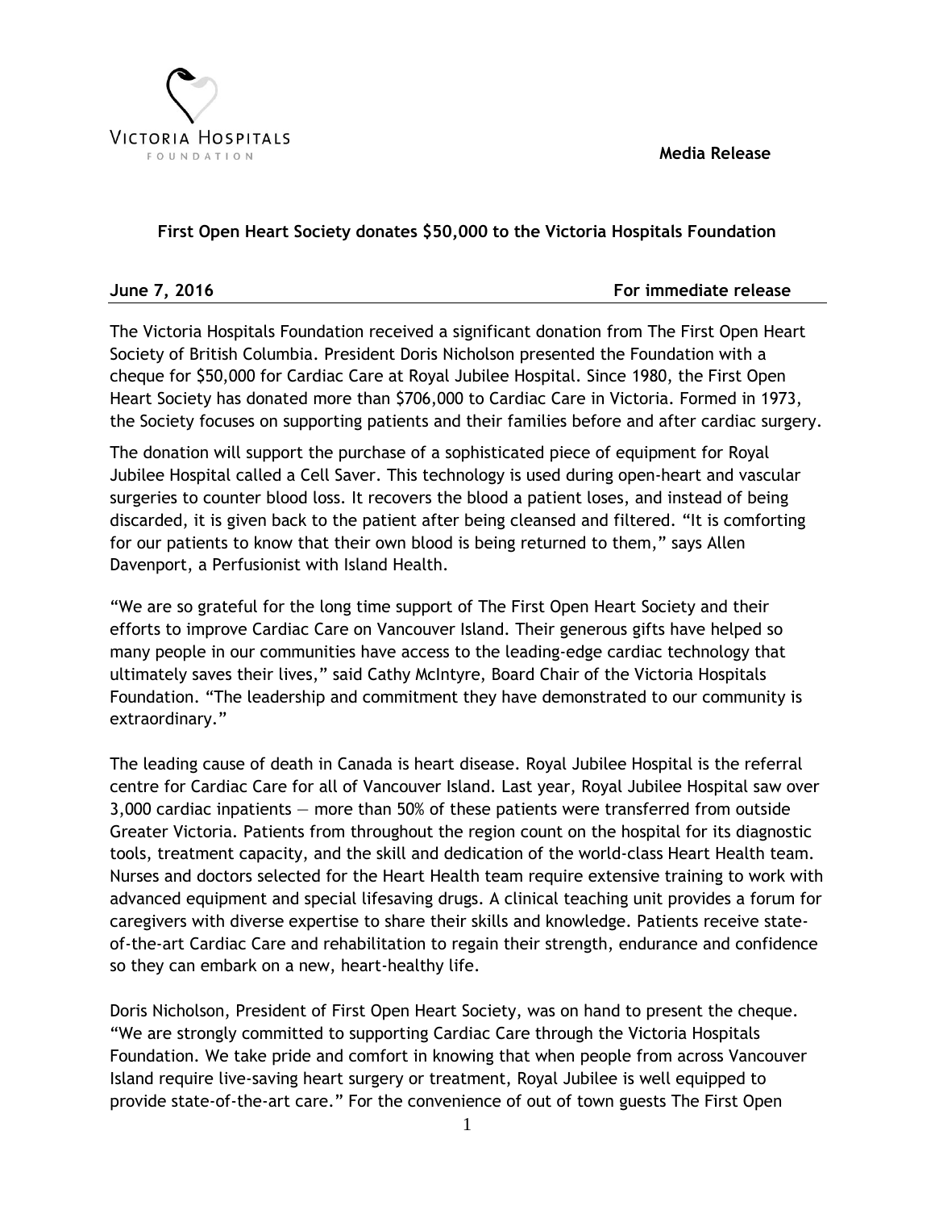VICTORIA HOSPITALS FOUNDATION

**Media Release**

## First Open Heart Society donates $50,000 to the Victoria Hospitals Foundation

**June 7, 2016** **For immediate release**

The Victoria Hospitals Foundation received a significant donation from The First Open Heart Society of British Columbia. President Doris Nicholson presented the Foundation with a cheque for $50,000 for Cardiac Care at Royal Jubilee Hospital. Since 1980, the First Open Heart Society has donated more than $706,000 to Cardiac Care in Victoria. Formed in 1973, the Society focuses on supporting patients and their families before and after cardiac surgery.

The donation will support the purchase of a sophisticated piece of equipment for Royal Jubilee Hospital called a Cell Saver. This technology is used during open-heart and vascular surgeries to counter blood loss. It recovers the blood a patient loses, and instead of being discarded, it is given back to the patient after being cleansed and filtered. "It is comforting for our patients to know that their own blood is being returned to them," says Allen Davenport, a Perfusionist with Island Health.

"We are so grateful for the long time support of The First Open Heart Society and their efforts to improve Cardiac Care on Vancouver Island. Their generous gifts have helped so many people in our communities have access to the leading-edge cardiac technology that ultimately saves their lives," said Cathy McIntyre, Board Chair of the Victoria Hospitals Foundation. "The leadership and commitment they have demonstrated to our community is extraordinary."

The leading cause of death in Canada is heart disease. Royal Jubilee Hospital is the referral centre for Cardiac Care for all of Vancouver Island. Last year, Royal Jubilee Hospital saw over 3,000 cardiac inpatients — more than 50% of these patients were transferred from outside Greater Victoria. Patients from throughout the region count on the hospital for its diagnostic tools, treatment capacity, and the skill and dedication of the world-class Heart Health team. Nurses and doctors selected for the Heart Health team require extensive training to work with advanced equipment and special lifesaving drugs. A clinical teaching unit provides a forum for caregivers with diverse expertise to share their skills and knowledge. Patients receive state-of-the-art Cardiac Care and rehabilitation to regain their strength, endurance and confidence so they can embark on a new, heart-healthy life.

Doris Nicholson, President of First Open Heart Society, was on hand to present the cheque. "We are strongly committed to supporting Cardiac Care through the Victoria Hospitals Foundation. We take pride and comfort in knowing that when people from across Vancouver Island require live-saving heart surgery or treatment, Royal Jubilee is well equipped to provide state-of-the-art care." For the convenience of out of town guests The First Open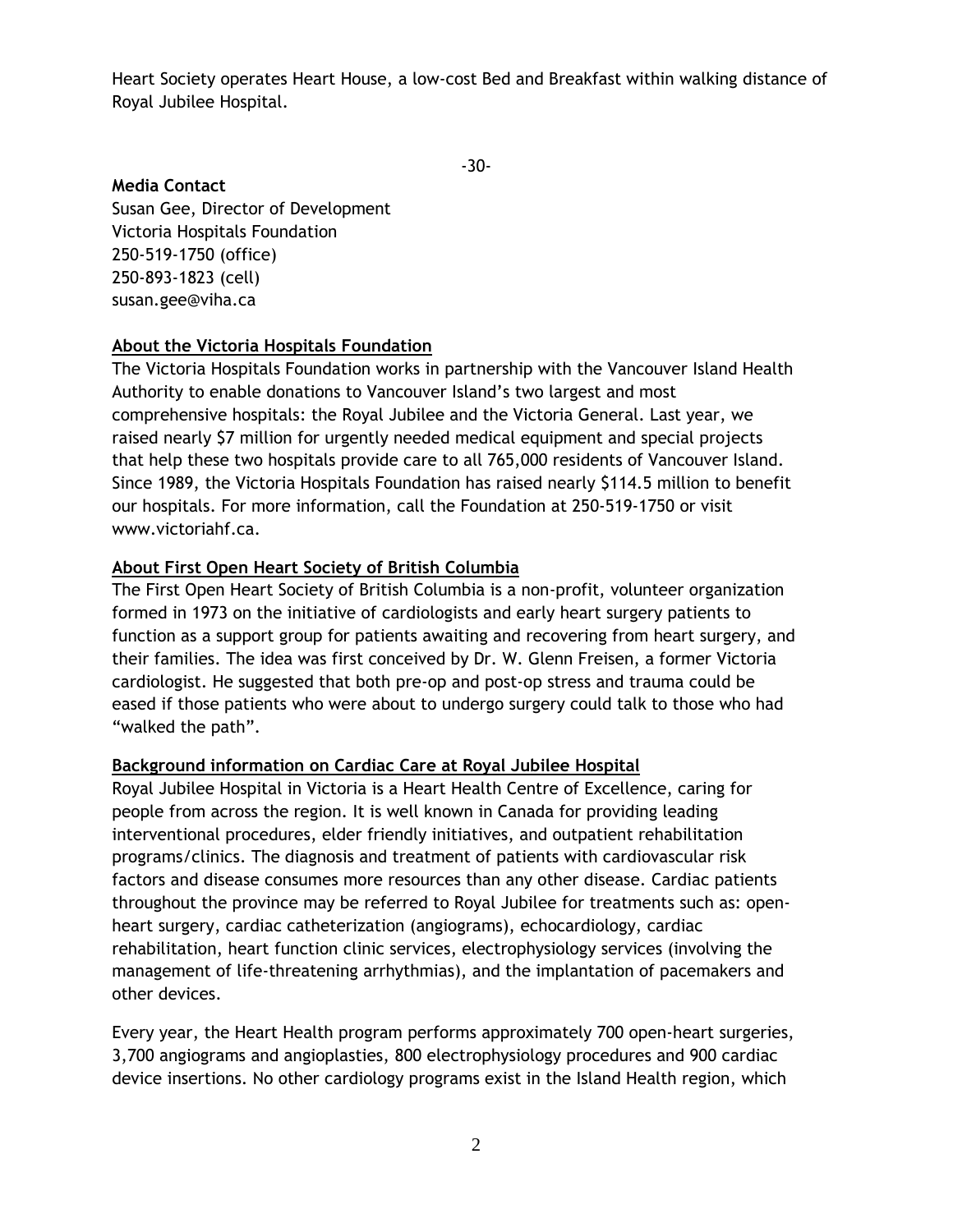Heart Society operates Heart House, a low-cost Bed and Breakfast within walking distance of Royal Jubilee Hospital.

-30-

**Media Contact**
Susan Gee, Director of Development
Victoria Hospitals Foundation
250-519-1750 (office)
250-893-1823 (cell)
susan.gee@viha.ca

**About the Victoria Hospitals Foundation**

The Victoria Hospitals Foundation works in partnership with the Vancouver Island Health Authority to enable donations to Vancouver Island's two largest and most comprehensive hospitals: the Royal Jubilee and the Victoria General. Last year, we raised nearly $7 million for urgently needed medical equipment and special projects that help these two hospitals provide care to all 765,000 residents of Vancouver Island. Since 1989, the Victoria Hospitals Foundation has raised nearly $114.5 million to benefit our hospitals. For more information, call the Foundation at 250-519-1750 or visit www.victoriahf.ca.

**About First Open Heart Society of British Columbia**

The First Open Heart Society of British Columbia is a non-profit, volunteer organization formed in 1973 on the initiative of cardiologists and early heart surgery patients to function as a support group for patients awaiting and recovering from heart surgery, and their families. The idea was first conceived by Dr. W. Glenn Freisen, a former Victoria cardiologist. He suggested that both pre-op and post-op stress and trauma could be eased if those patients who were about to undergo surgery could talk to those who had "walked the path".

**Background information on Cardiac Care at Royal Jubilee Hospital**

Royal Jubilee Hospital in Victoria is a Heart Health Centre of Excellence, caring for people from across the region. It is well known in Canada for providing leading interventional procedures, elder friendly initiatives, and outpatient rehabilitation programs/clinics. The diagnosis and treatment of patients with cardiovascular risk factors and disease consumes more resources than any other disease. Cardiac patients throughout the province may be referred to Royal Jubilee for treatments such as: open-heart surgery, cardiac catheterization (angiograms), echocardiology, cardiac rehabilitation, heart function clinic services, electrophysiology services (involving the management of life-threatening arrhythmias), and the implantation of pacemakers and other devices.

Every year, the Heart Health program performs approximately 700 open-heart surgeries, 3,700 angiograms and angioplasties, 800 electrophysiology procedures and 900 cardiac device insertions. No other cardiology programs exist in the Island Health region, which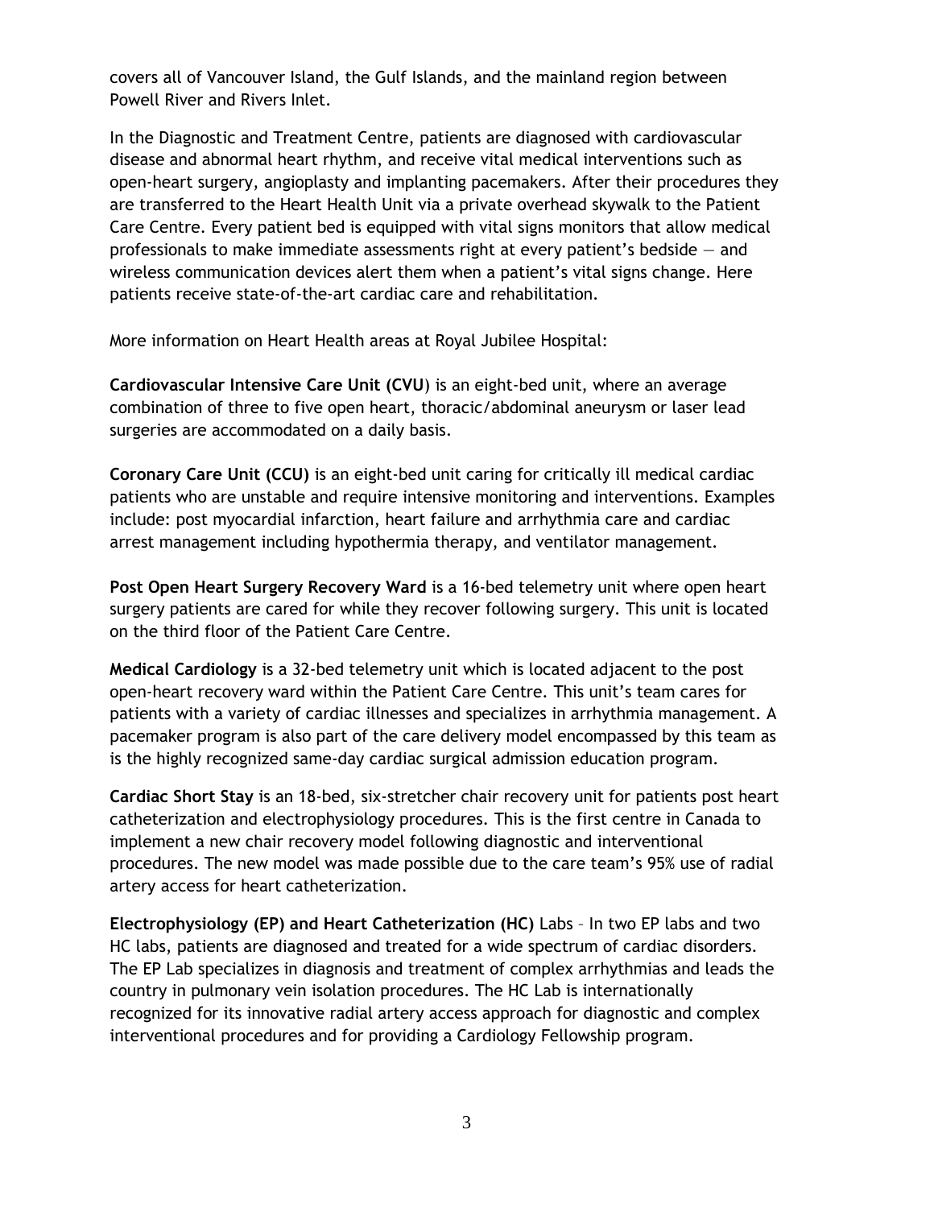covers all of Vancouver Island, the Gulf Islands, and the mainland region between Powell River and Rivers Inlet.

In the Diagnostic and Treatment Centre, patients are diagnosed with cardiovascular disease and abnormal heart rhythm, and receive vital medical interventions such as open-heart surgery, angioplasty and implanting pacemakers. After their procedures they are transferred to the Heart Health Unit via a private overhead skywalk to the Patient Care Centre. Every patient bed is equipped with vital signs monitors that allow medical professionals to make immediate assessments right at every patient's bedside — and wireless communication devices alert them when a patient's vital signs change. Here patients receive state-of-the-art cardiac care and rehabilitation.

More information on Heart Health areas at Royal Jubilee Hospital:

**Cardiovascular Intensive Care Unit (CVU)** is an eight-bed unit, where an average combination of three to five open heart, thoracic/abdominal aneurysm or laser lead surgeries are accommodated on a daily basis.

**Coronary Care Unit (CCU)** is an eight-bed unit caring for critically ill medical cardiac patients who are unstable and require intensive monitoring and interventions. Examples include: post myocardial infarction, heart failure and arrhythmia care and cardiac arrest management including hypothermia therapy, and ventilator management.

**Post Open Heart Surgery Recovery Ward** is a 16-bed telemetry unit where open heart surgery patients are cared for while they recover following surgery. This unit is located on the third floor of the Patient Care Centre.

**Medical Cardiology** is a 32-bed telemetry unit which is located adjacent to the post open-heart recovery ward within the Patient Care Centre. This unit's team cares for patients with a variety of cardiac illnesses and specializes in arrhythmia management. A pacemaker program is also part of the care delivery model encompassed by this team as is the highly recognized same-day cardiac surgical admission education program.

**Cardiac Short Stay** is an 18-bed, six-stretcher chair recovery unit for patients post heart catheterization and electrophysiology procedures. This is the first centre in Canada to implement a new chair recovery model following diagnostic and interventional procedures. The new model was made possible due to the care team's 95% use of radial artery access for heart catheterization.

**Electrophysiology (EP) and Heart Catheterization (HC)** Labs – In two EP labs and two HC labs, patients are diagnosed and treated for a wide spectrum of cardiac disorders. The EP Lab specializes in diagnosis and treatment of complex arrhythmias and leads the country in pulmonary vein isolation procedures. The HC Lab is internationally recognized for its innovative radial artery access approach for diagnostic and complex interventional procedures and for providing a Cardiology Fellowship program.